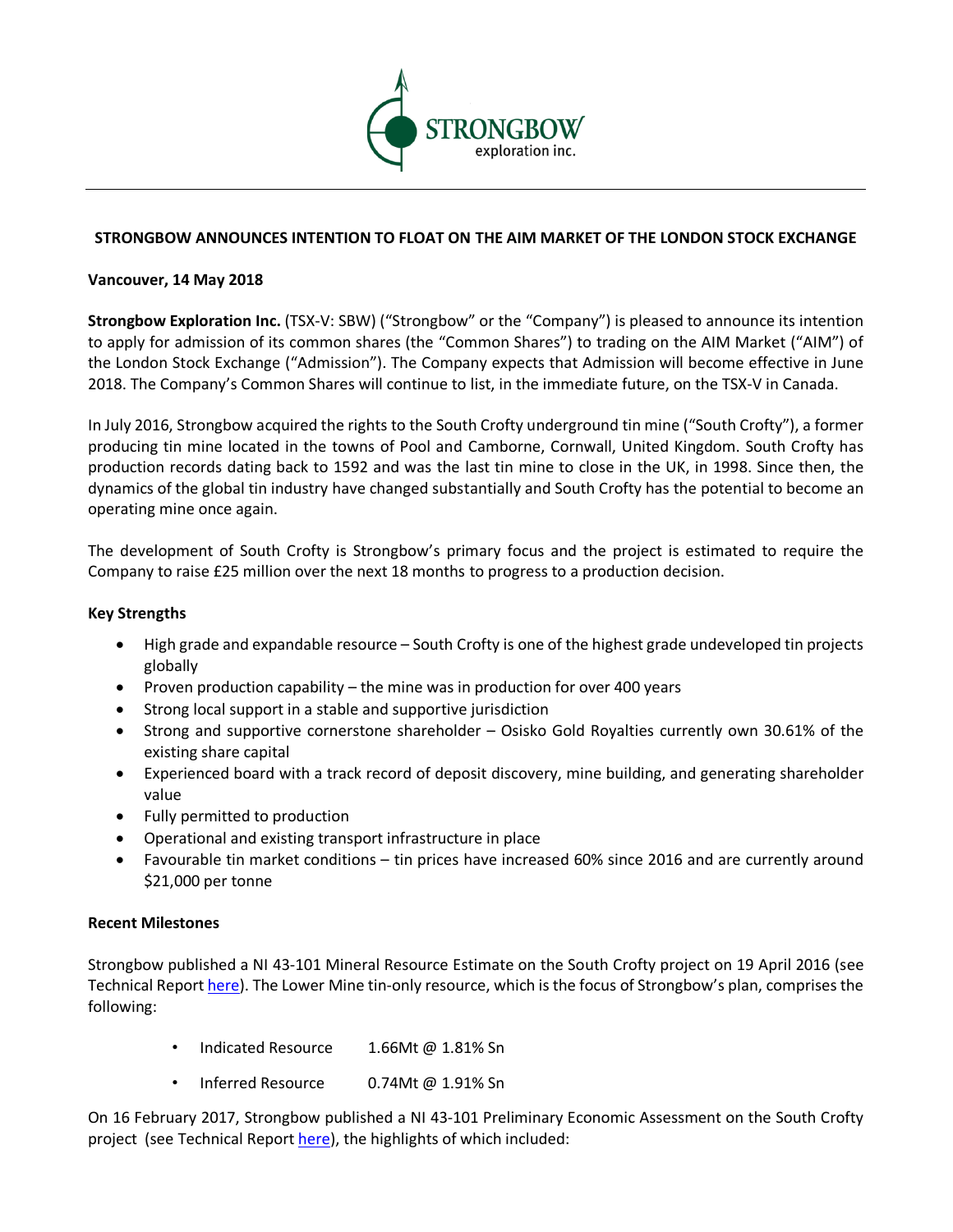**STRONGBOW**
exploration inc.

## STRONGBOW ANNOUNCES INTENTION TO FLOAT ON THE AIM MARKET OF THE LONDON STOCK EXCHANGE

**Vancouver, 14 May 2018**

**Strongbow Exploration Inc.** (TSX-V: SBW) ("Strongbow" or the "Company") is pleased to announce its intention to apply for admission of its common shares (the "Common Shares") to trading on the AIM Market ("AIM") of the London Stock Exchange ("Admission"). The Company expects that Admission will become effective in June 2018. The Company's Common Shares will continue to list, in the immediate future, on the TSX-V in Canada.

In July 2016, Strongbow acquired the rights to the South Crofty underground tin mine ("South Crofty"), a former producing tin mine located in the towns of Pool and Camborne, Cornwall, United Kingdom. South Crofty has production records dating back to 1592 and was the last tin mine to close in the UK, in 1998. Since then, the dynamics of the global tin industry have changed substantially and South Crofty has the potential to become an operating mine once again.

The development of South Crofty is Strongbow's primary focus and the project is estimated to require the Company to raise £25 million over the next 18 months to progress to a production decision.

**Key Strengths**

- High grade and expandable resource – South Crofty is one of the highest grade undeveloped tin projects globally
- Proven production capability – the mine was in production for over 400 years
- Strong local support in a stable and supportive jurisdiction
- Strong and supportive cornerstone shareholder – Osisko Gold Royalties currently own 30.61% of the existing share capital
- Experienced board with a track record of deposit discovery, mine building, and generating shareholder value
- Fully permitted to production
- Operational and existing transport infrastructure in place
- Favourable tin market conditions – tin prices have increased 60% since 2016 and are currently around $21,000 per tonne

**Recent Milestones**

Strongbow published a NI 43-101 Mineral Resource Estimate on the South Crofty project on 19 April 2016 (see Technical Report here). The Lower Mine tin-only resource, which is the focus of Strongbow's plan, comprises the following:

- Indicated Resource 1.66Mt @ 1.81% Sn
- Inferred Resource 0.74Mt @ 1.91% Sn

On 16 February 2017, Strongbow published a NI 43-101 Preliminary Economic Assessment on the South Crofty project (see Technical Report here), the highlights of which included: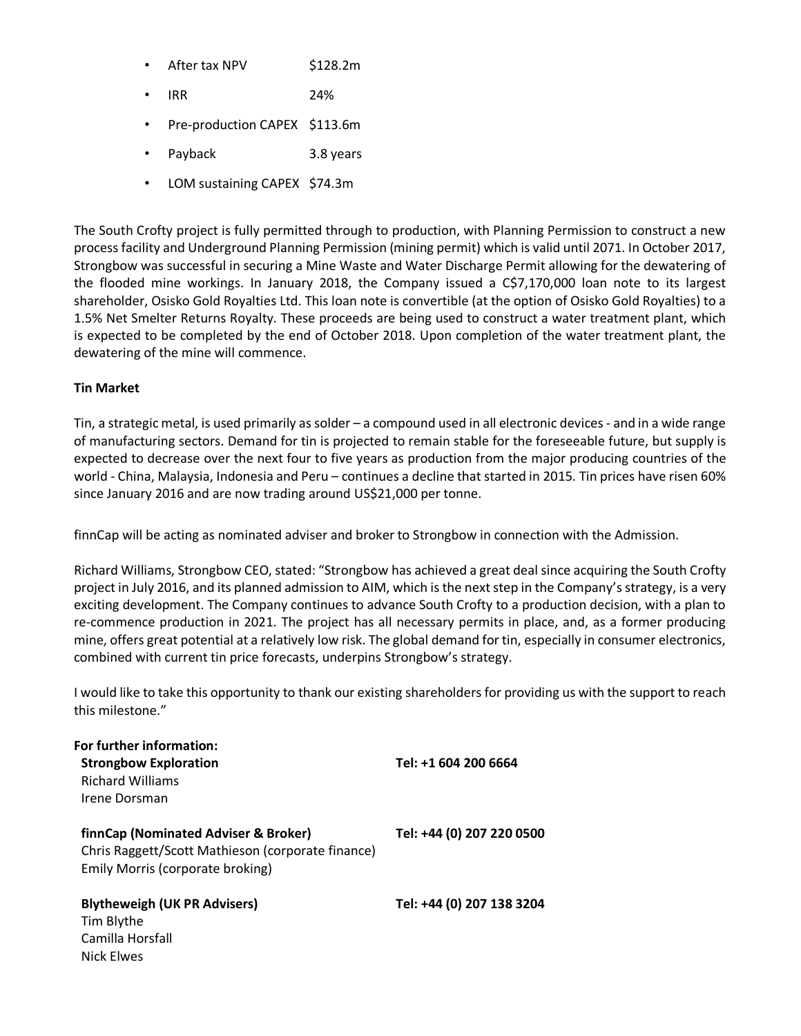- After tax NPV $128.2m
- IRR 24%
- Pre-production CAPEX $113.6m
- Payback 3.8 years
- LOM sustaining CAPEX $74.3m

The South Crofty project is fully permitted through to production, with Planning Permission to construct a new process facility and Underground Planning Permission (mining permit) which is valid until 2071. In October 2017, Strongbow was successful in securing a Mine Waste and Water Discharge Permit allowing for the dewatering of the flooded mine workings. In January 2018, the Company issued a C$7,170,000 loan note to its largest shareholder, Osisko Gold Royalties Ltd. This loan note is convertible (at the option of Osisko Gold Royalties) to a 1.5% Net Smelter Returns Royalty. These proceeds are being used to construct a water treatment plant, which is expected to be completed by the end of October 2018. Upon completion of the water treatment plant, the dewatering of the mine will commence.

**Tin Market**

Tin, a strategic metal, is used primarily as solder – a compound used in all electronic devices - and in a wide range of manufacturing sectors. Demand for tin is projected to remain stable for the foreseeable future, but supply is expected to decrease over the next four to five years as production from the major producing countries of the world - China, Malaysia, Indonesia and Peru – continues a decline that started in 2015. Tin prices have risen 60% since January 2016 and are now trading around US$21,000 per tonne.

finnCap will be acting as nominated adviser and broker to Strongbow in connection with the Admission.

Richard Williams, Strongbow CEO, stated: "Strongbow has achieved a great deal since acquiring the South Crofty project in July 2016, and its planned admission to AIM, which is the next step in the Company's strategy, is a very exciting development. The Company continues to advance South Crofty to a production decision, with a plan to re-commence production in 2021. The project has all necessary permits in place, and, as a former producing mine, offers great potential at a relatively low risk. The global demand for tin, especially in consumer electronics, combined with current tin price forecasts, underpins Strongbow's strategy.

I would like to take this opportunity to thank our existing shareholders for providing us with the support to reach this milestone."

**For further information:**

**Strongbow Exploration** — **Tel: +1 604 200 6664**
Richard Williams
Irene Dorsman

**finnCap (Nominated Adviser & Broker)** — **Tel: +44 (0) 207 220 0500**
Chris Raggett/Scott Mathieson (corporate finance)
Emily Morris (corporate broking)

**Blytheweigh (UK PR Advisers)** — **Tel: +44 (0) 207 138 3204**
Tim Blythe
Camilla Horsfall
Nick Elwes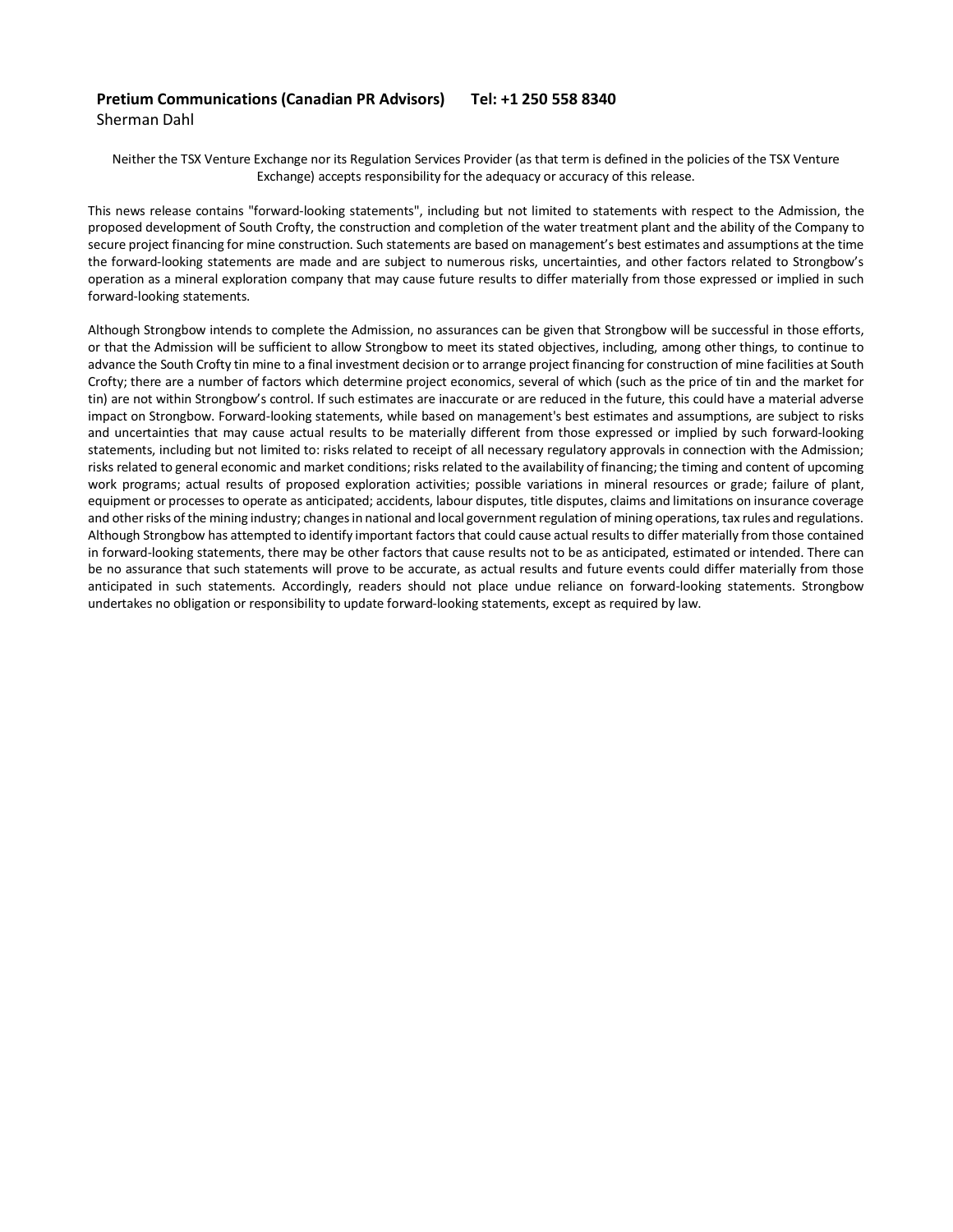**Pretium Communications (Canadian PR Advisors)      Tel: +1 250 558 8340**
Sherman Dahl

Neither the TSX Venture Exchange nor its Regulation Services Provider (as that term is defined in the policies of the TSX Venture Exchange) accepts responsibility for the adequacy or accuracy of this release.

This news release contains "forward-looking statements", including but not limited to statements with respect to the Admission, the proposed development of South Crofty, the construction and completion of the water treatment plant and the ability of the Company to secure project financing for mine construction. Such statements are based on management's best estimates and assumptions at the time the forward-looking statements are made and are subject to numerous risks, uncertainties, and other factors related to Strongbow's operation as a mineral exploration company that may cause future results to differ materially from those expressed or implied in such forward-looking statements.

Although Strongbow intends to complete the Admission, no assurances can be given that Strongbow will be successful in those efforts, or that the Admission will be sufficient to allow Strongbow to meet its stated objectives, including, among other things, to continue to advance the South Crofty tin mine to a final investment decision or to arrange project financing for construction of mine facilities at South Crofty; there are a number of factors which determine project economics, several of which (such as the price of tin and the market for tin) are not within Strongbow's control. If such estimates are inaccurate or are reduced in the future, this could have a material adverse impact on Strongbow. Forward-looking statements, while based on management's best estimates and assumptions, are subject to risks and uncertainties that may cause actual results to be materially different from those expressed or implied by such forward-looking statements, including but not limited to: risks related to receipt of all necessary regulatory approvals in connection with the Admission; risks related to general economic and market conditions; risks related to the availability of financing; the timing and content of upcoming work programs; actual results of proposed exploration activities; possible variations in mineral resources or grade; failure of plant, equipment or processes to operate as anticipated; accidents, labour disputes, title disputes, claims and limitations on insurance coverage and other risks of the mining industry; changes in national and local government regulation of mining operations, tax rules and regulations. Although Strongbow has attempted to identify important factors that could cause actual results to differ materially from those contained in forward-looking statements, there may be other factors that cause results not to be as anticipated, estimated or intended. There can be no assurance that such statements will prove to be accurate, as actual results and future events could differ materially from those anticipated in such statements. Accordingly, readers should not place undue reliance on forward-looking statements. Strongbow undertakes no obligation or responsibility to update forward-looking statements, except as required by law.